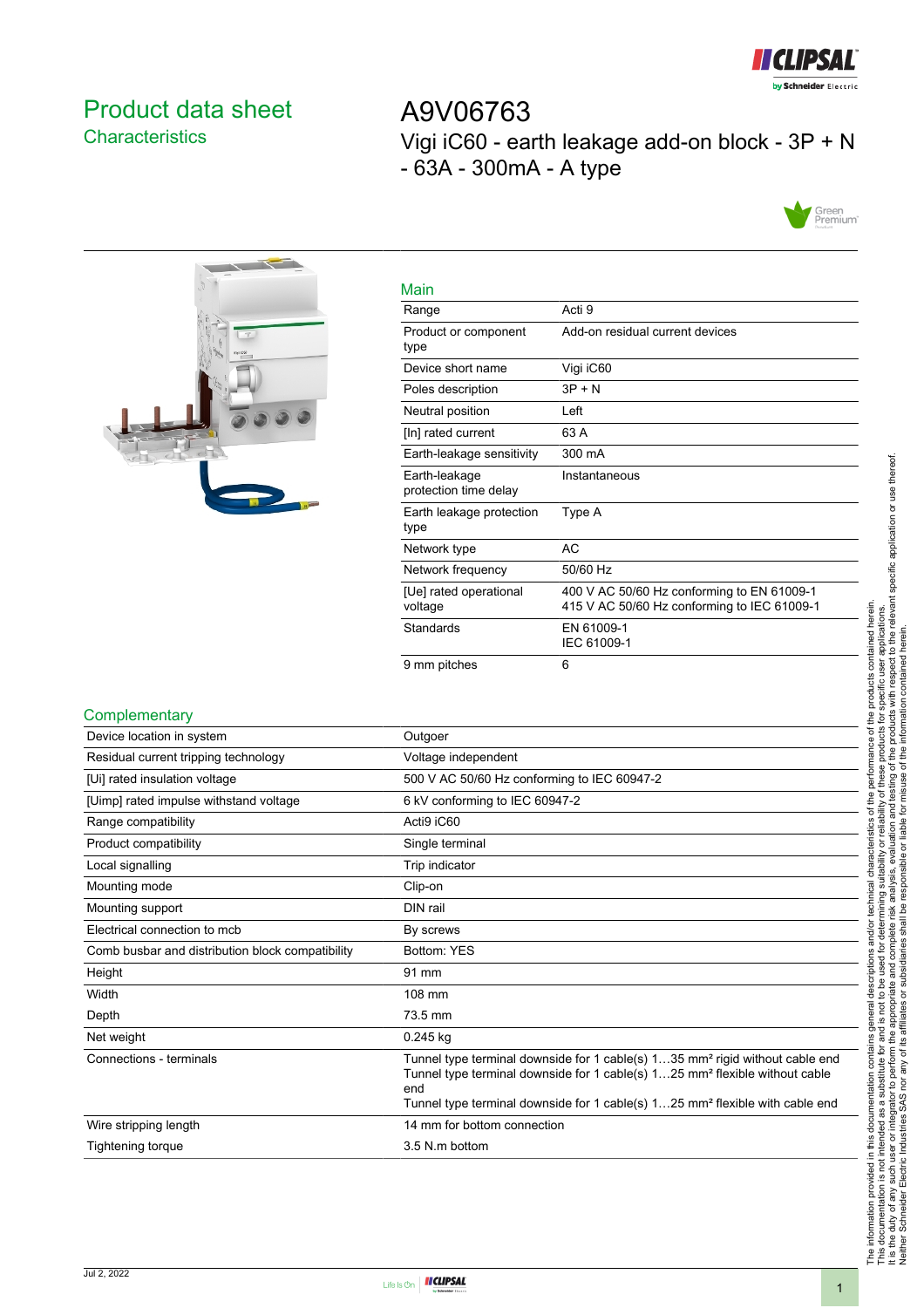# Product data sheet

## Characteristics

# A9V06763

Vigi iC60 - earth leakage add-on block - 3P + N - 63A - 300mA - A type

## Main

| | |
|---|---|
| Range | Acti 9 |
| Product or component type | Add-on residual current devices |
| Device short name | Vigi iC60 |
| Poles description | 3P + N |
| Neutral position | Left |
| [In] rated current | 63 A |
| Earth-leakage sensitivity | 300 mA |
| Earth-leakage protection time delay | Instantaneous |
| Earth leakage protection type | Type A |
| Network type | AC |
| Network frequency | 50/60 Hz |
| [Ue] rated operational voltage | 400 V AC 50/60 Hz conforming to EN 61009-1<br>415 V AC 50/60 Hz conforming to IEC 61009-1 |
| Standards | EN 61009-1<br>IEC 61009-1 |
| 9 mm pitches | 6 |

## Complementary

| | |
|---|---|
| Device location in system | Outgoer |
| Residual current tripping technology | Voltage independent |
| [Ui] rated insulation voltage | 500 V AC 50/60 Hz conforming to IEC 60947-2 |
| [Uimp] rated impulse withstand voltage | 6 kV conforming to IEC 60947-2 |
| Range compatibility | Acti9 iC60 |
| Product compatibility | Single terminal |
| Local signalling | Trip indicator |
| Mounting mode | Clip-on |
| Mounting support | DIN rail |
| Electrical connection to mcb | By screws |
| Comb busbar and distribution block compatibility | Bottom: YES |
| Height | 91 mm |
| Width | 108 mm |
| Depth | 73.5 mm |
| Net weight | 0.245 kg |
| Connections - terminals | Tunnel type terminal downside for 1 cable(s) 1…35 mm² rigid without cable end<br>Tunnel type terminal downside for 1 cable(s) 1…25 mm² flexible without cable end<br>Tunnel type terminal downside for 1 cable(s) 1…25 mm² flexible with cable end |
| Wire stripping length | 14 mm for bottom connection |
| Tightening torque | 3.5 N.m bottom |

The information provided in this documentation contains general descriptions and/or technical characteristics of the performance of the products contained herein.
This documentation is not intended as a substitute for and is not to be used for determining suitability or reliability of these products for specific user applications.
It is the duty of any such user or integrator to perform the appropriate and complete risk analysis, evaluation and testing of the products with respect to the relevant specific application or use thereof.
Neither Schneider Electric Industries SAS nor any of its affiliates or subsidiaries shall be responsible or liable for misuse of the information contained herein.

Jul 2, 2022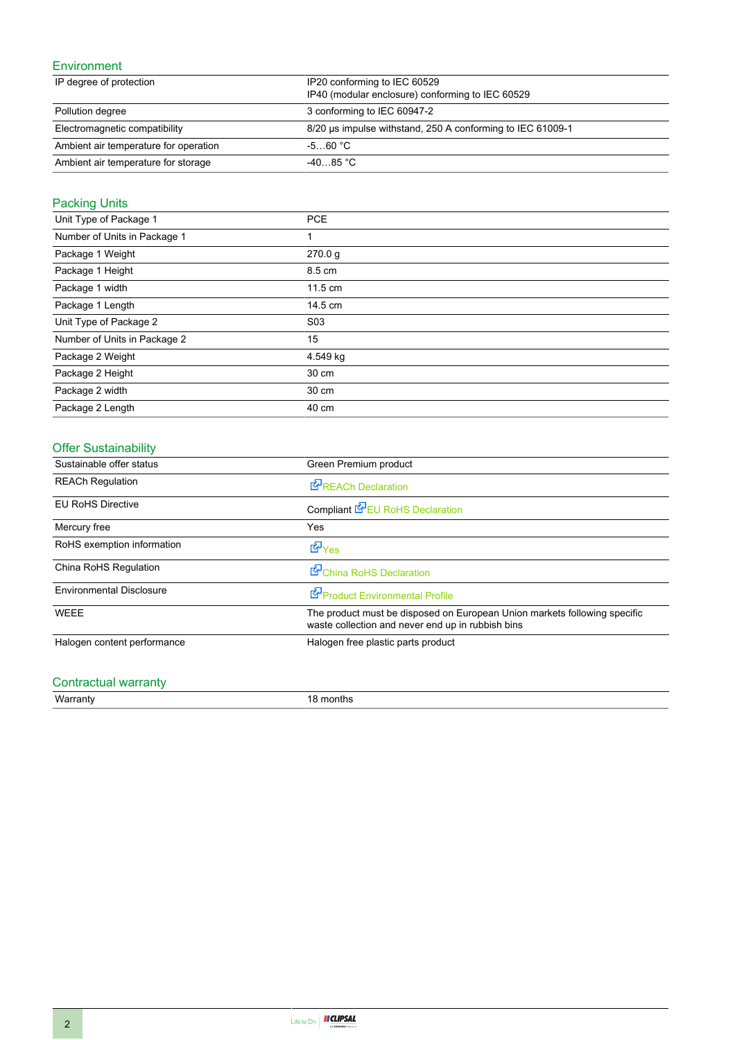## Environment

| | |
|---|---|
| IP degree of protection | IP20 conforming to IEC 60529<br>IP40 (modular enclosure) conforming to IEC 60529 |
| Pollution degree | 3 conforming to IEC 60947-2 |
| Electromagnetic compatibility | 8/20 µs impulse withstand, 250 A conforming to IEC 61009-1 |
| Ambient air temperature for operation | -5…60 °C |
| Ambient air temperature for storage | -40…85 °C |

## Packing Units

| | |
|---|---|
| Unit Type of Package 1 | PCE |
| Number of Units in Package 1 | 1 |
| Package 1 Weight | 270.0 g |
| Package 1 Height | 8.5 cm |
| Package 1 width | 11.5 cm |
| Package 1 Length | 14.5 cm |
| Unit Type of Package 2 | S03 |
| Number of Units in Package 2 | 15 |
| Package 2 Weight | 4.549 kg |
| Package 2 Height | 30 cm |
| Package 2 width | 30 cm |
| Package 2 Length | 40 cm |

## Offer Sustainability

| | |
|---|---|
| Sustainable offer status | Green Premium product |
| REACh Regulation | REACh Declaration |
| EU RoHS Directive | Compliant EU RoHS Declaration |
| Mercury free | Yes |
| RoHS exemption information | Yes |
| China RoHS Regulation | China RoHS Declaration |
| Environmental Disclosure | Product Environmental Profile |
| WEEE | The product must be disposed on European Union markets following specific waste collection and never end up in rubbish bins |
| Halogen content performance | Halogen free plastic parts product |

## Contractual warranty

| | |
|---|---|
| Warranty | 18 months |